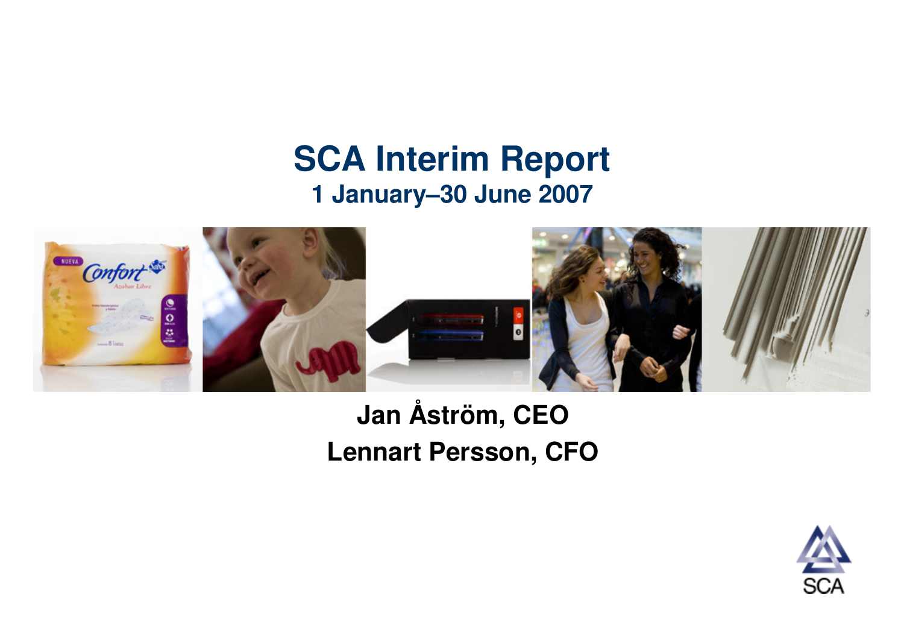# SCA Interim Report

## 1 January–30 June 2007

**Jan Åström, CEO**

**Lennart Persson, CFO**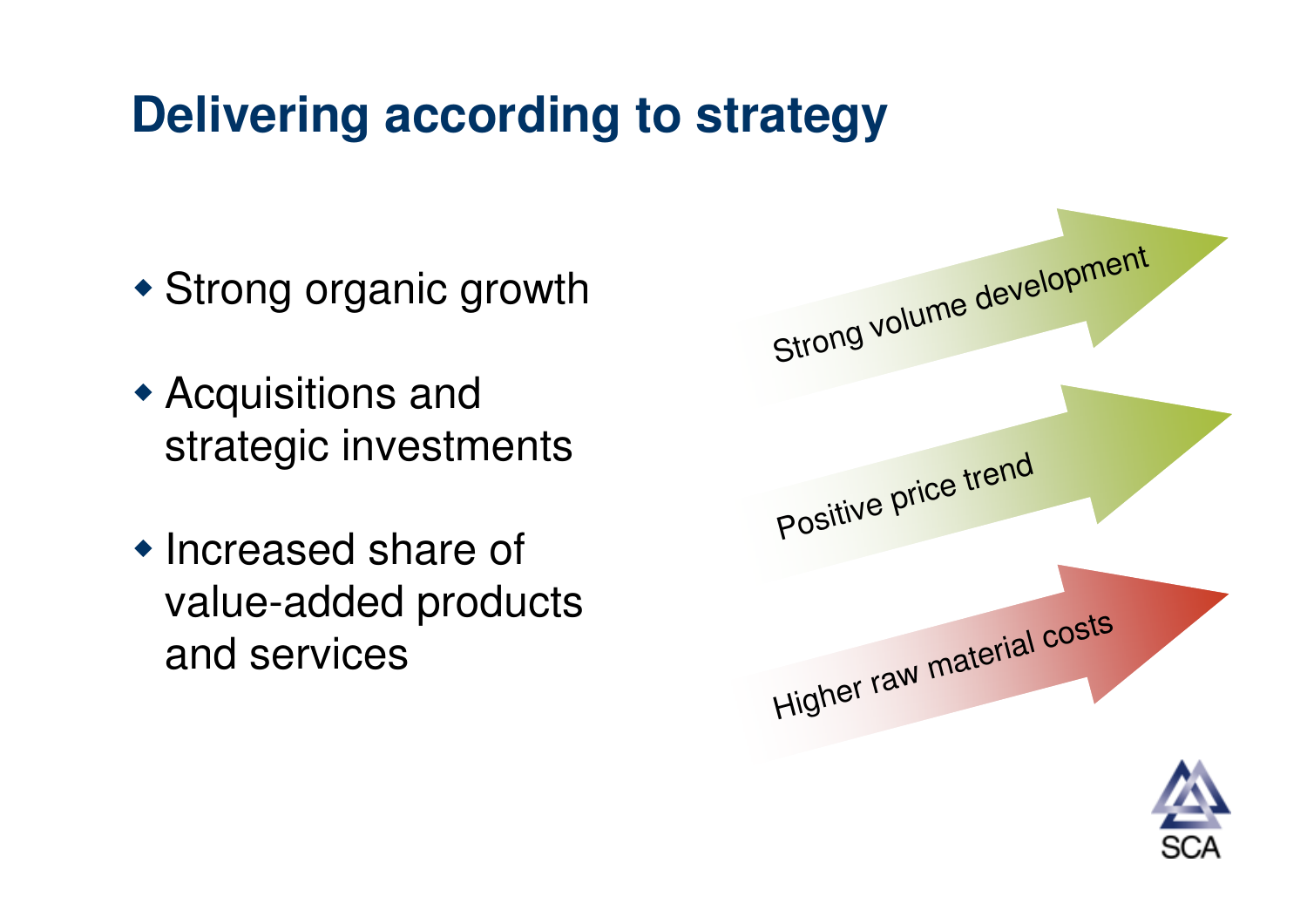# Delivering according to strategy

- Strong organic growth
- Acquisitions and strategic investments
- Increased share of value-added products and services

Strong volume development

Positive price trend

Higher raw material costs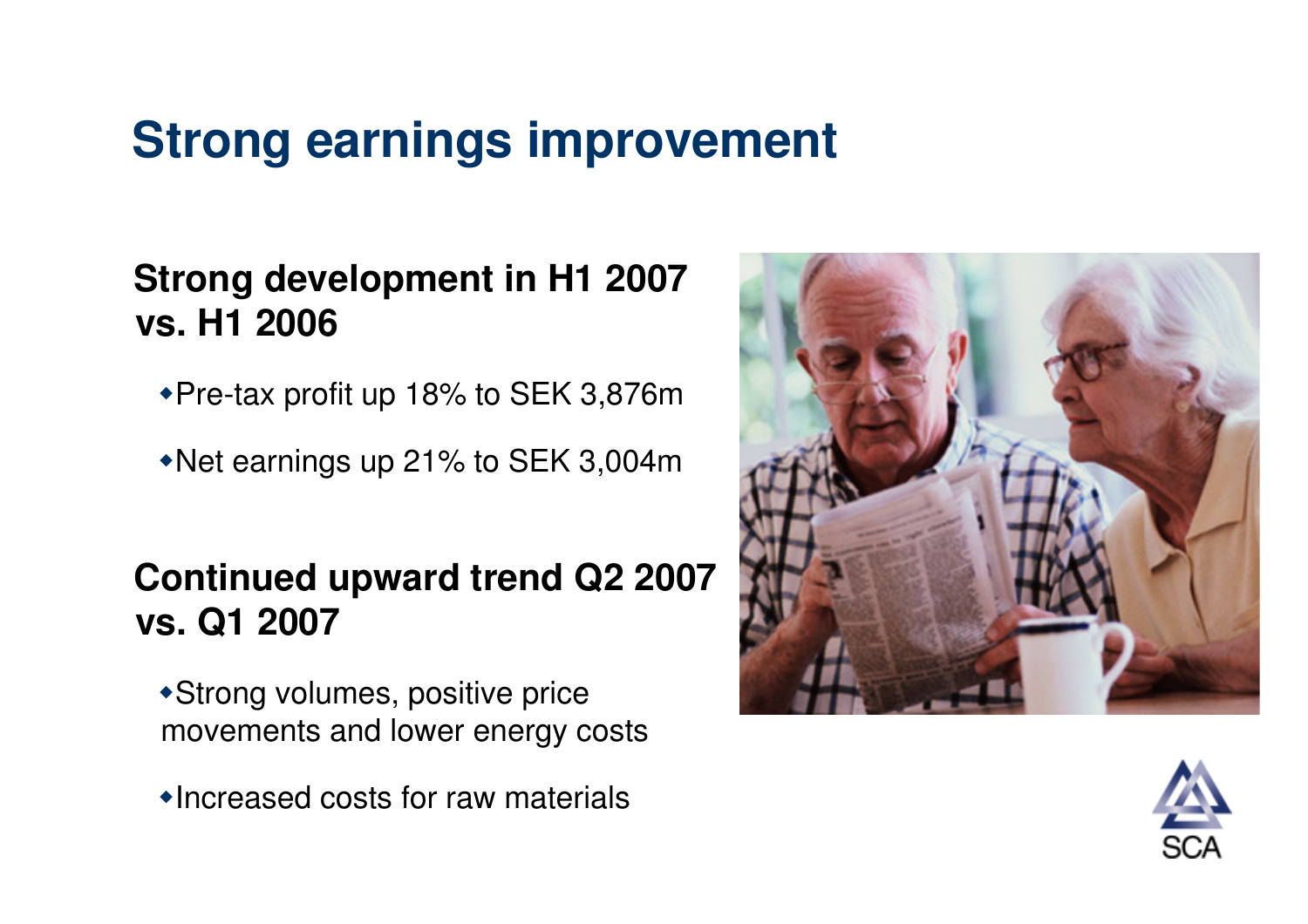# Strong earnings improvement

## Strong development in H1 2007 vs. H1 2006

- Pre-tax profit up 18% to SEK 3,876m
- Net earnings up 21% to SEK 3,004m

## Continued upward trend Q2 2007 vs. Q1 2007

- Strong volumes, positive price movements and lower energy costs
- Increased costs for raw materials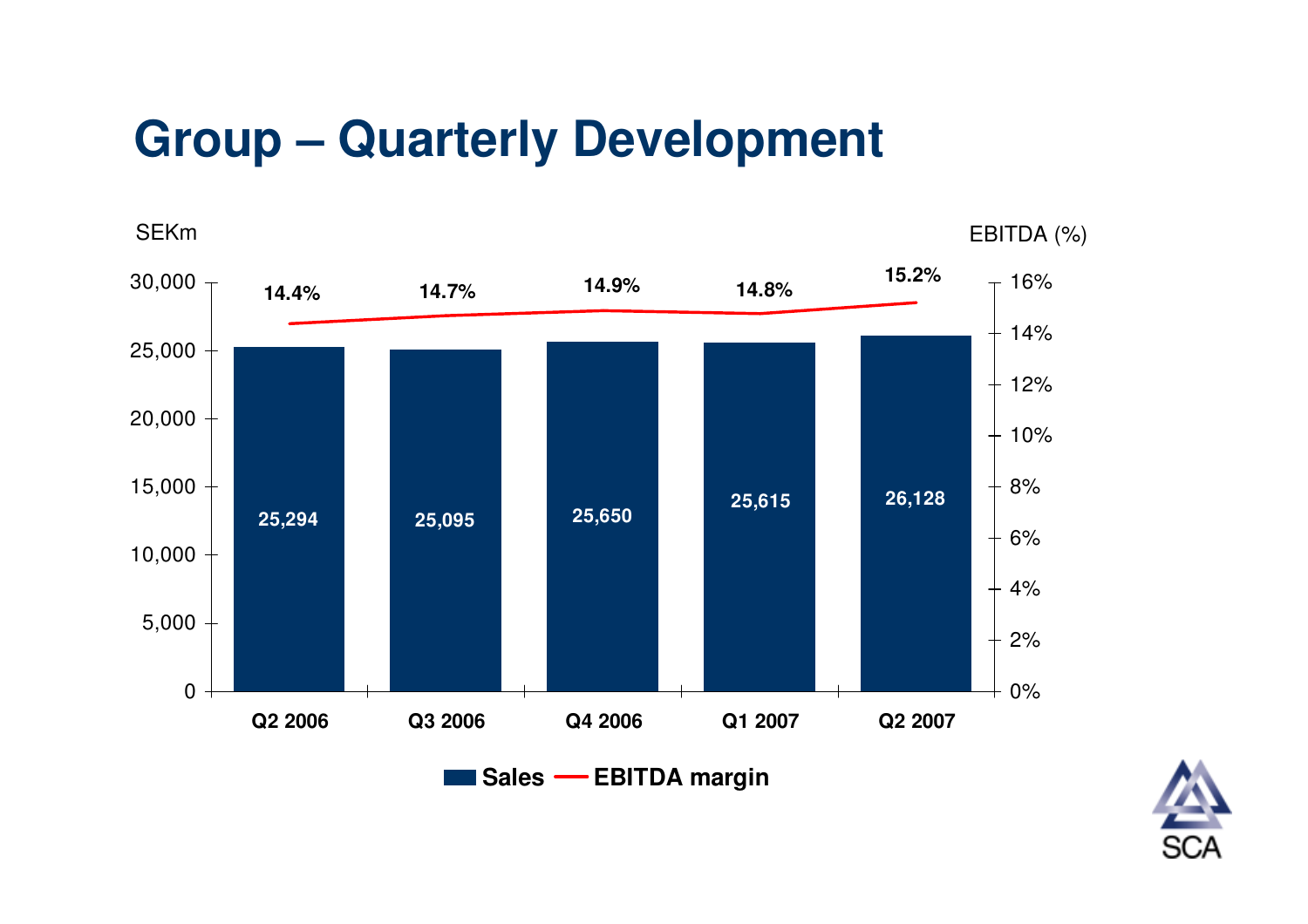# Group – Quarterly Development

| | Q2 2006 | Q3 2006 | Q4 2006 | Q1 2007 | Q2 2007 |
|---|---|---|---|---|---|
| Sales (SEKm) | 25,294 | 25,095 | 25,650 | 25,615 | 26,128 |
| EBITDA margin (%) | 14.4% | 14.7% | 14.9% | 14.8% | 15.2% |

SEKm | EBITDA (%)

Sales — EBITDA margin

SCA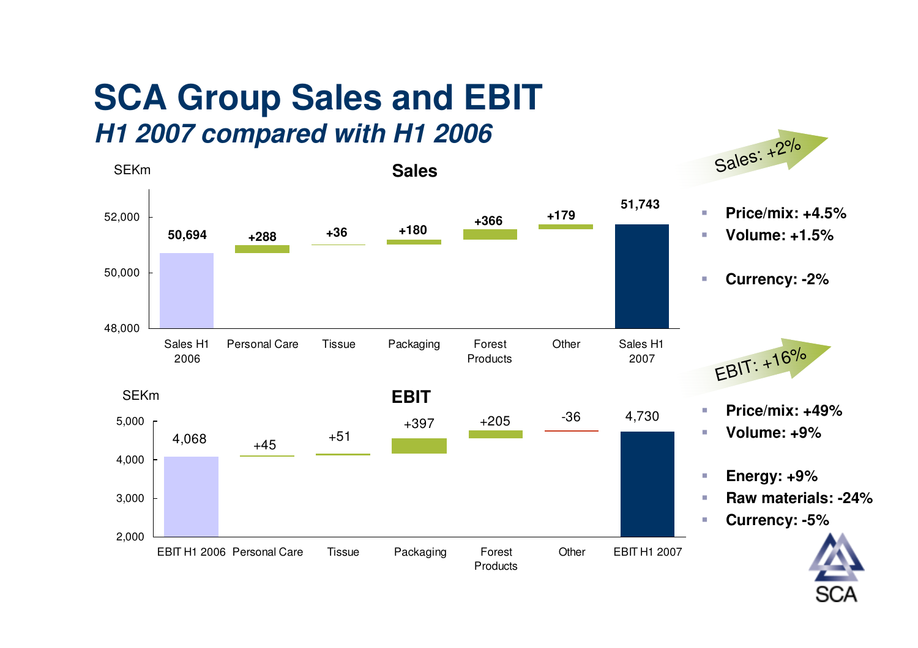# SCA Group Sales and EBIT

***H1 2007 compared with H1 2006***

## Sales

SEKm

| | Sales H1 2006 | Personal Care | Tissue | Packaging | Forest Products | Other | Sales H1 2007 |
|---|---|---|---|---|---|---|---|
| SEKm | 50,694 | +288 | +36 | +180 | +366 | +179 | 51,743 |

Sales: +2%

- **Price/mix: +4.5%**
- **Volume: +1.5%**
- **Currency: -2%**

## EBIT

SEKm

| | EBIT H1 2006 | Personal Care | Tissue | Packaging | Forest Products | Other | EBIT H1 2007 |
|---|---|---|---|---|---|---|---|
| SEKm | 4,068 | +45 | +51 | +397 | +205 | -36 | 4,730 |

EBIT: +16%

- **Price/mix: +49%**
- **Volume: +9%**
- **Energy: +9%**
- **Raw materials: -24%**
- **Currency: -5%**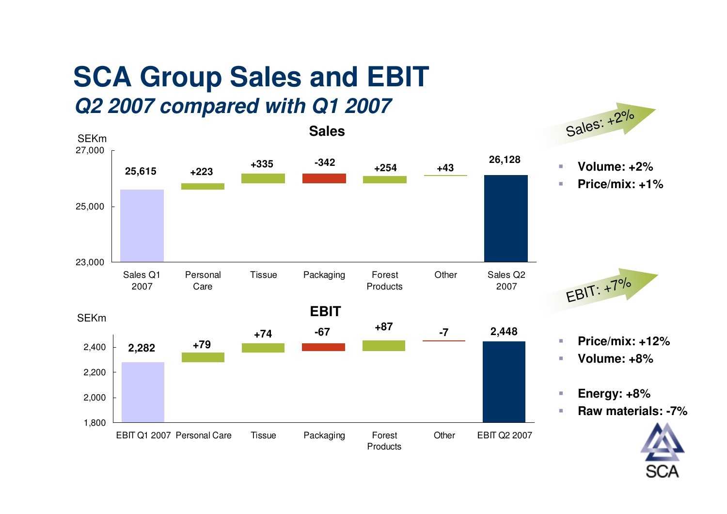# SCA Group Sales and EBIT

## *Q2 2007 compared with Q1 2007*

### Sales

SEKm

| | Sales Q1 2007 | Personal Care | Tissue | Packaging | Forest Products | Other | Sales Q2 2007 |
|---|---|---|---|---|---|---|---|
| Value | 25,615 | +223 | +335 | -342 | +254 | +43 | 26,128 |

Sales: +2%

- **Volume: +2%**
- **Price/mix: +1%**

### EBIT

SEKm

| | EBIT Q1 2007 | Personal Care | Tissue | Packaging | Forest Products | Other | EBIT Q2 2007 |
|---|---|---|---|---|---|---|---|
| Value | 2,282 | +79 | +74 | -67 | +87 | -7 | 2,448 |

EBIT: +7%

- **Price/mix: +12%**
- **Volume: +8%**
- **Energy: +8%**
- **Raw materials: -7%**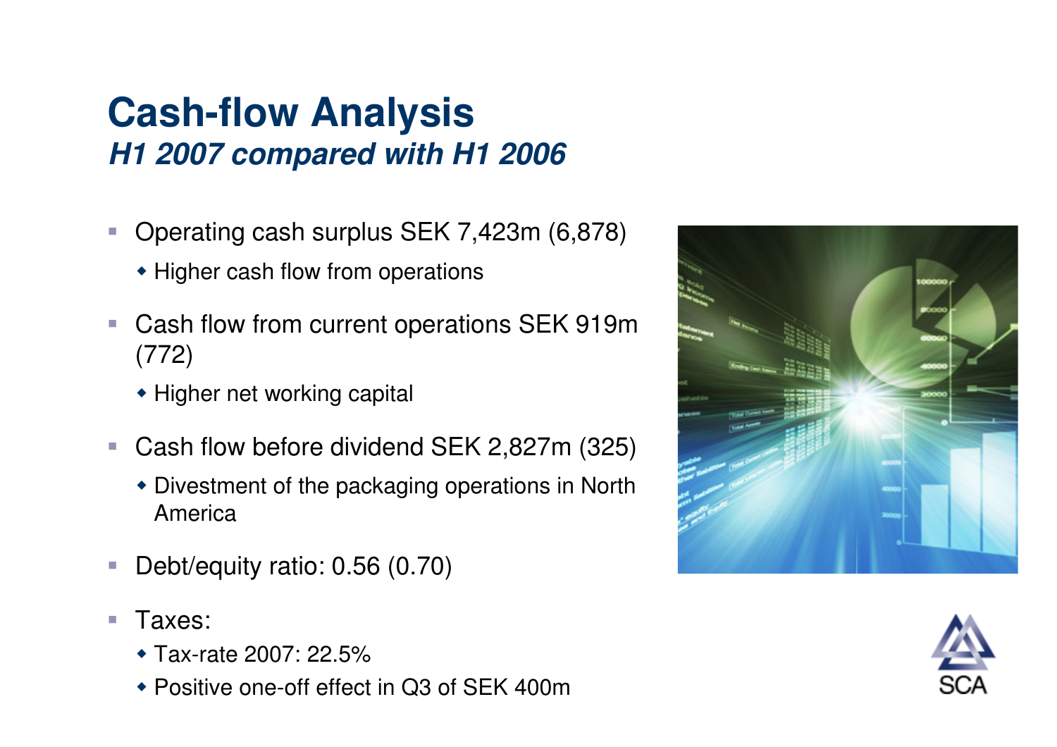# Cash-flow Analysis

## *H1 2007 compared with H1 2006*

- Operating cash surplus SEK 7,423m (6,878)
  - Higher cash flow from operations
- Cash flow from current operations SEK 919m (772)
  - Higher net working capital
- Cash flow before dividend SEK 2,827m (325)
  - Divestment of the packaging operations in North America
- Debt/equity ratio: 0.56 (0.70)
- Taxes:
  - Tax-rate 2007: 22.5%
  - Positive one-off effect in Q3 of SEK 400m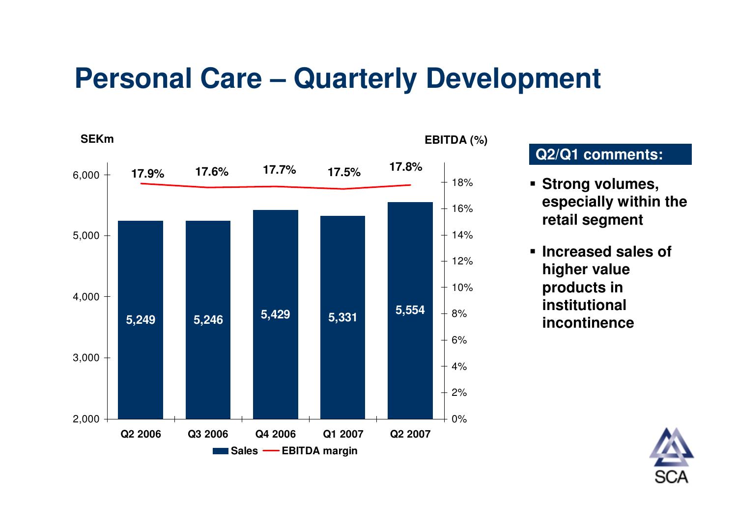# Personal Care – Quarterly Development

SEKm | EBITDA (%)

| | Q2 2006 | Q3 2006 | Q4 2006 | Q1 2007 | Q2 2007 |
|---|---|---|---|---|---|
| Sales | 5,249 | 5,246 | 5,429 | 5,331 | 5,554 |
| EBITDA margin | 17.9% | 17.6% | 17.7% | 17.5% | 17.8% |

**Q2/Q1 comments:**

- **Strong volumes, especially within the retail segment**
- **Increased sales of higher value products in institutional incontinence**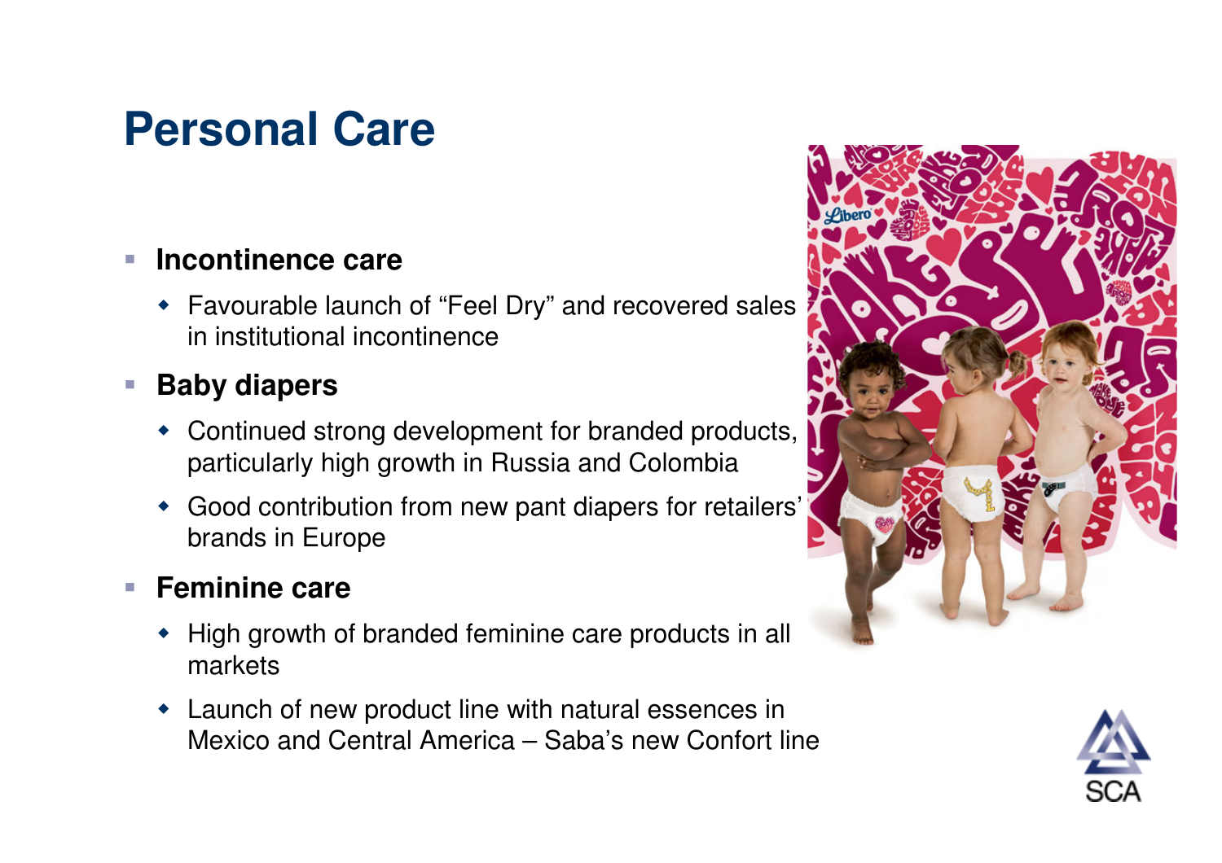# Personal Care

- **Incontinence care**
  - Favourable launch of "Feel Dry" and recovered sales in institutional incontinence
- **Baby diapers**
  - Continued strong development for branded products, particularly high growth in Russia and Colombia
  - Good contribution from new pant diapers for retailers' brands in Europe
- **Feminine care**
  - High growth of branded feminine care products in all markets
  - Launch of new product line with natural essences in Mexico and Central America – Saba's new Confort line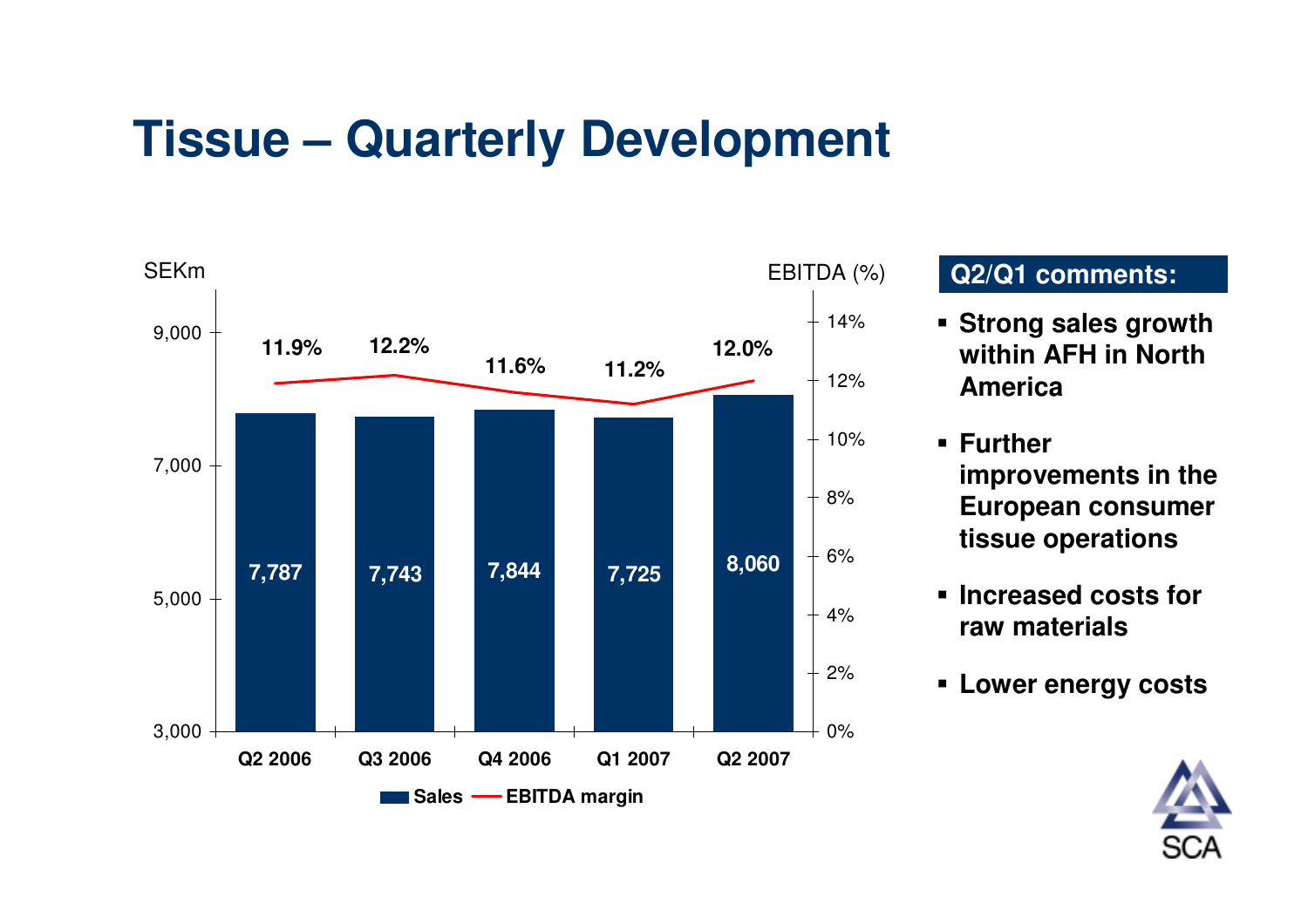# Tissue – Quarterly Development

| | Q2 2006 | Q3 2006 | Q4 2006 | Q1 2007 | Q2 2007 |
|---|---|---|---|---|---|
| Sales (SEKm) | 7,787 | 7,743 | 7,844 | 7,725 | 8,060 |
| EBITDA margin (%) | 11.9% | 12.2% | 11.6% | 11.2% | 12.0% |

**Q2/Q1 comments:**

- **Strong sales growth within AFH in North America**
- **Further improvements in the European consumer tissue operations**
- **Increased costs for raw materials**
- **Lower energy costs**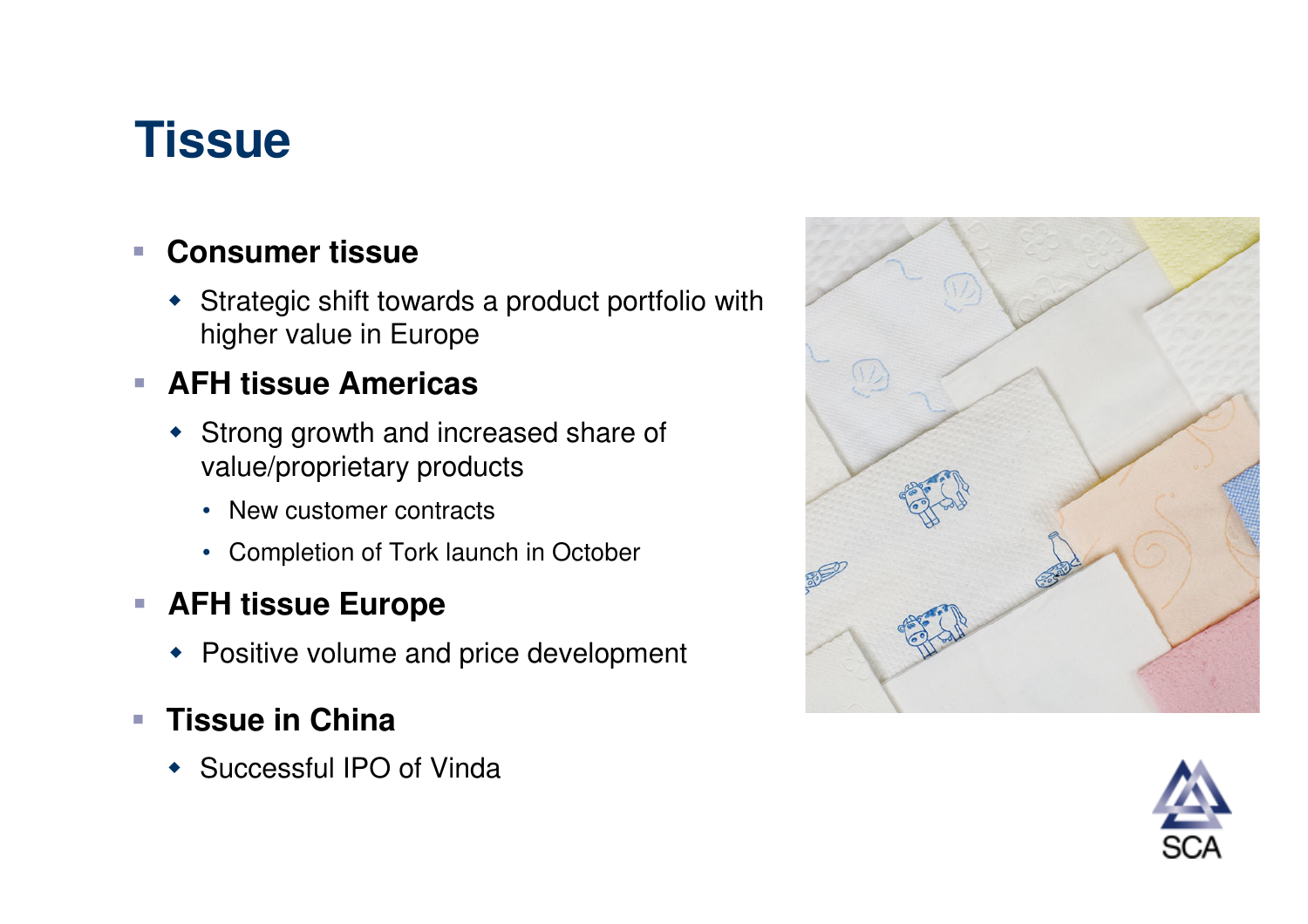# Tissue

- **Consumer tissue**
  - Strategic shift towards a product portfolio with higher value in Europe
- **AFH tissue Americas**
  - Strong growth and increased share of value/proprietary products
    - New customer contracts
    - Completion of Tork launch in October
- **AFH tissue Europe**
  - Positive volume and price development
- **Tissue in China**
  - Successful IPO of Vinda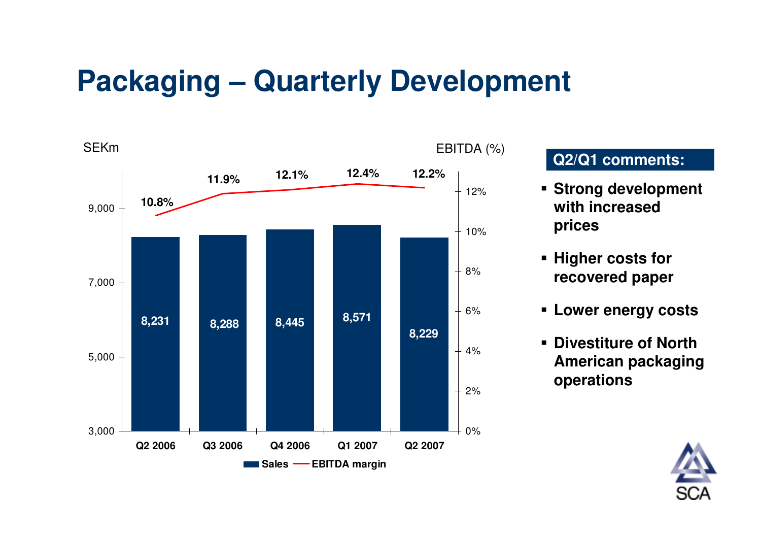# Packaging – Quarterly Development

| | Q2 2006 | Q3 2006 | Q4 2006 | Q1 2007 | Q2 2007 |
|---|---|---|---|---|---|
| Sales (SEKm) | 8,231 | 8,288 | 8,445 | 8,571 | 8,229 |
| EBITDA margin | 10.8% | 11.9% | 12.1% | 12.4% | 12.2% |

**Q2/Q1 comments:**

- **Strong development with increased prices**
- **Higher costs for recovered paper**
- **Lower energy costs**
- **Divestiture of North American packaging operations**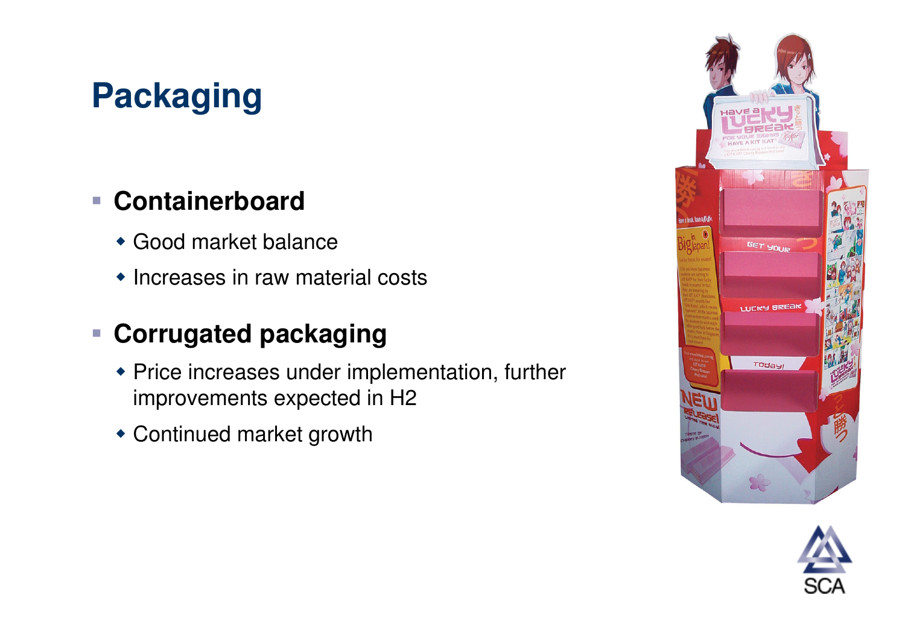# Packaging

- **Containerboard**
  - Good market balance
  - Increases in raw material costs
- **Corrugated packaging**
  - Price increases under implementation, further improvements expected in H2
  - Continued market growth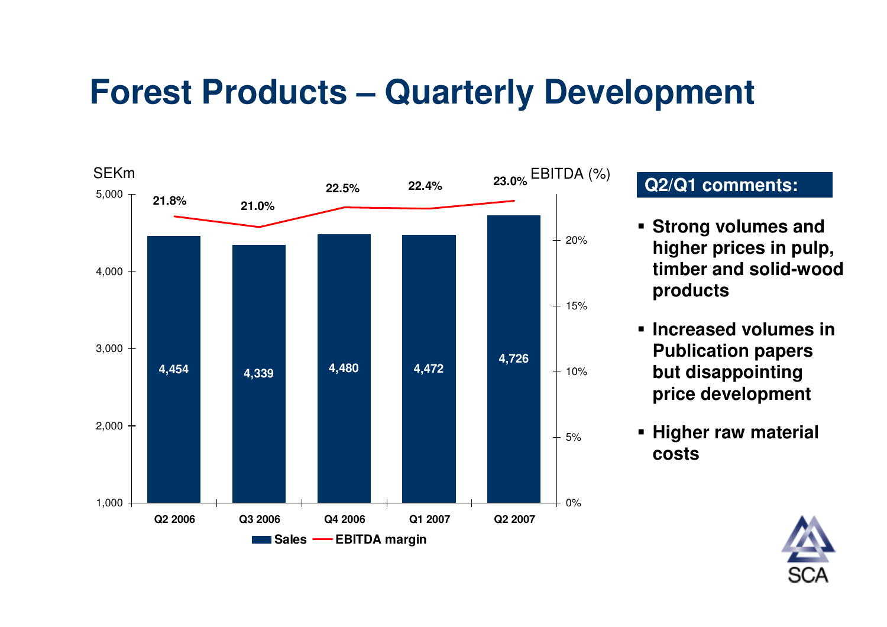# Forest Products – Quarterly Development

| | Q2 2006 | Q3 2006 | Q4 2006 | Q1 2007 | Q2 2007 |
|---|---|---|---|---|---|
| Sales (SEKm) | 4,454 | 4,339 | 4,480 | 4,472 | 4,726 |
| EBITDA margin | 21.8% | 21.0% | 22.5% | 22.4% | 23.0% |

## Q2/Q1 comments:

- **Strong volumes and higher prices in pulp, timber and solid-wood products**
- **Increased volumes in Publication papers but disappointing price development**
- **Higher raw material costs**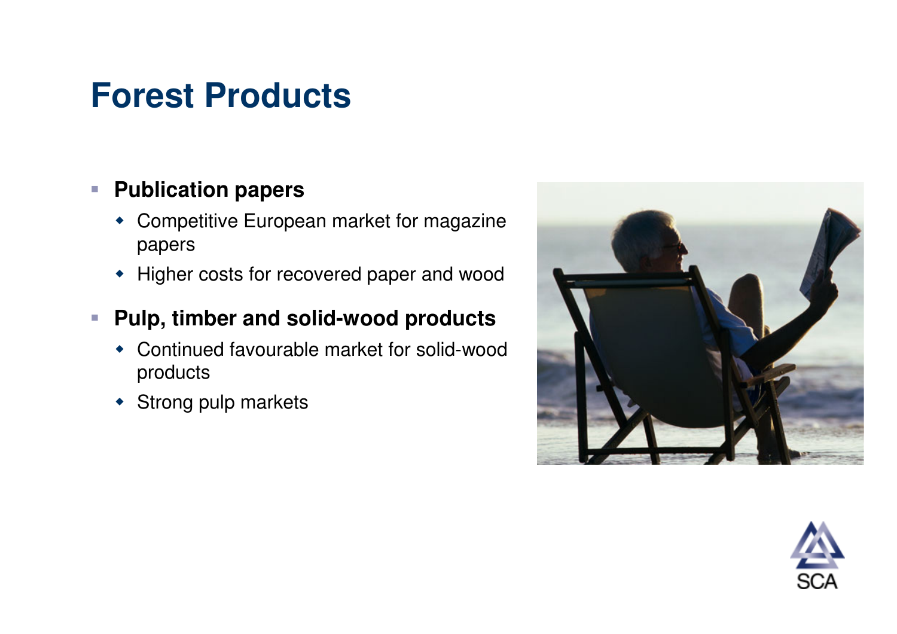# Forest Products

- **Publication papers**
  - Competitive European market for magazine papers
  - Higher costs for recovered paper and wood
- **Pulp, timber and solid-wood products**
  - Continued favourable market for solid-wood products
  - Strong pulp markets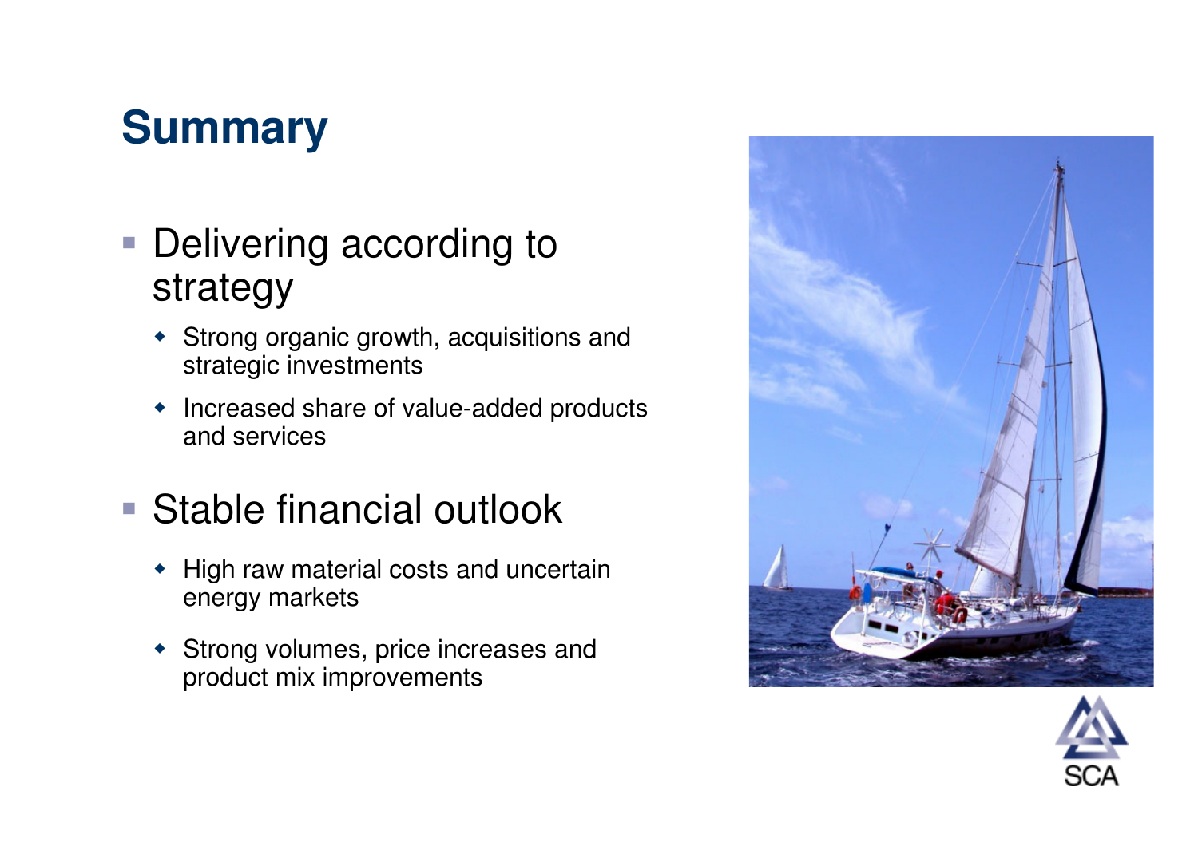# Summary

- Delivering according to strategy
  - Strong organic growth, acquisitions and strategic investments
  - Increased share of value-added products and services
- Stable financial outlook
  - High raw material costs and uncertain energy markets
  - Strong volumes, price increases and product mix improvements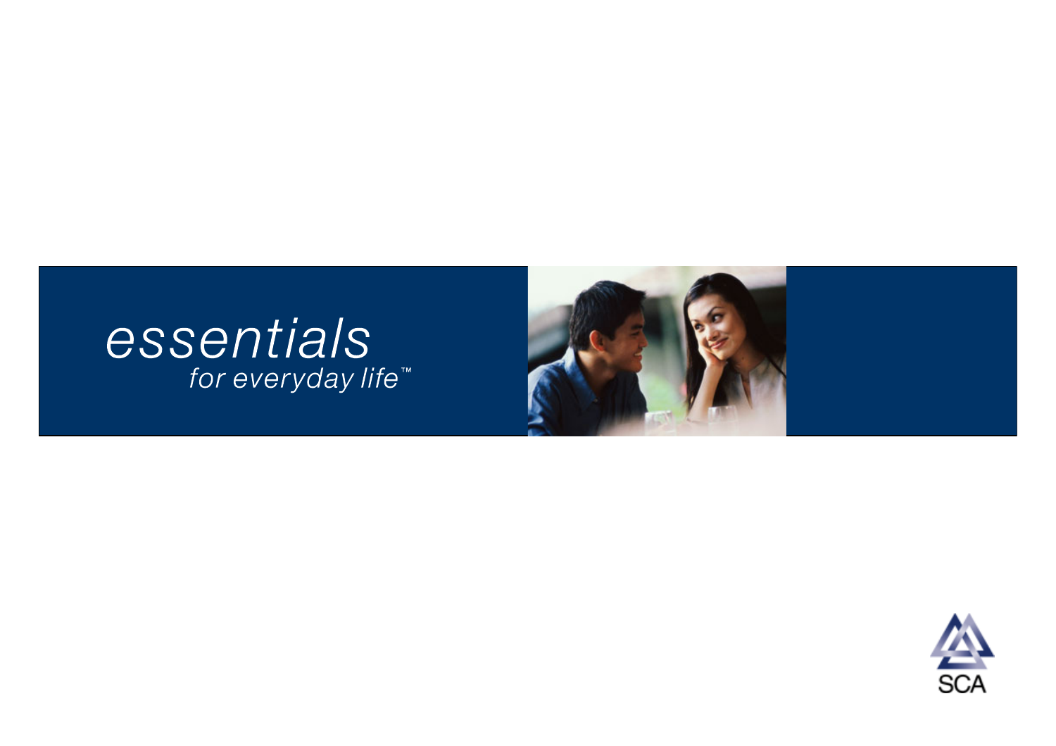essentials
for everyday life™

SCA